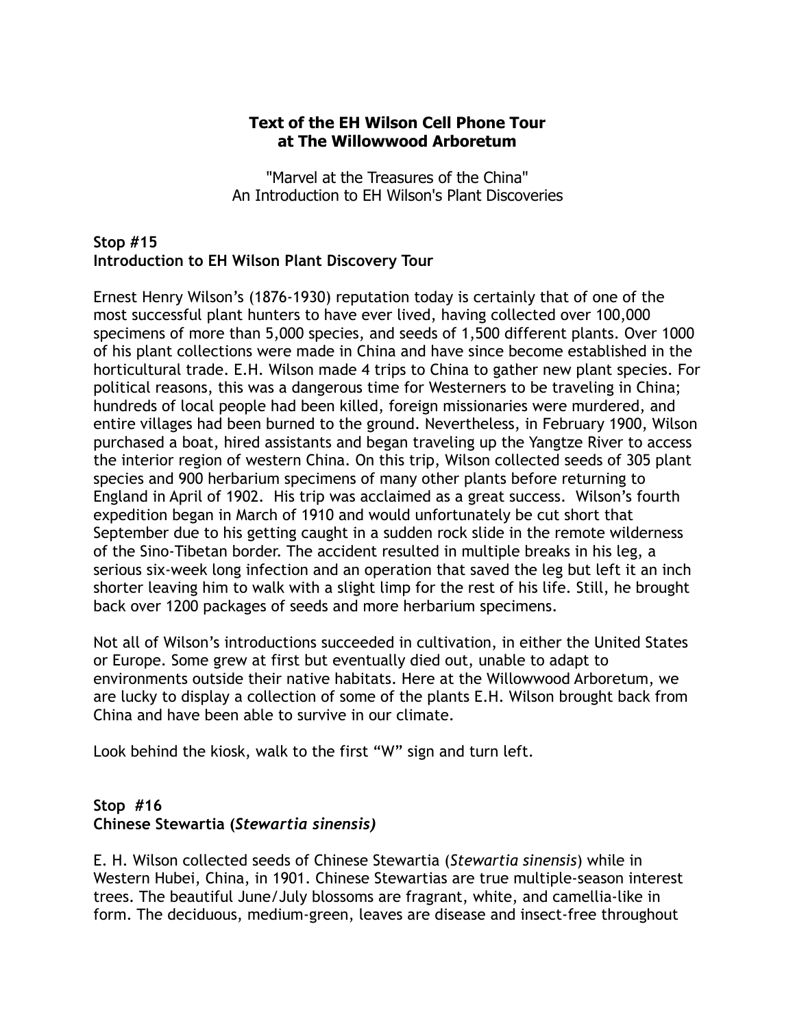**Text of the EH Wilson Cell Phone Tour at The Willowwood Arboretum**

"Marvel at the Treasures of the China"
An Introduction to EH Wilson's Plant Discoveries

## Stop #15
## Introduction to EH Wilson Plant Discovery Tour

Ernest Henry Wilson's (1876-1930) reputation today is certainly that of one of the most successful plant hunters to have ever lived, having collected over 100,000 specimens of more than 5,000 species, and seeds of 1,500 different plants. Over 1000 of his plant collections were made in China and have since become established in the horticultural trade. E.H. Wilson made 4 trips to China to gather new plant species. For political reasons, this was a dangerous time for Westerners to be traveling in China; hundreds of local people had been killed, foreign missionaries were murdered, and entire villages had been burned to the ground. Nevertheless, in February 1900, Wilson purchased a boat, hired assistants and began traveling up the Yangtze River to access the interior region of western China. On this trip, Wilson collected seeds of 305 plant species and 900 herbarium specimens of many other plants before returning to England in April of 1902. His trip was acclaimed as a great success. Wilson's fourth expedition began in March of 1910 and would unfortunately be cut short that September due to his getting caught in a sudden rock slide in the remote wilderness of the Sino-Tibetan border. The accident resulted in multiple breaks in his leg, a serious six-week long infection and an operation that saved the leg but left it an inch shorter leaving him to walk with a slight limp for the rest of his life. Still, he brought back over 1200 packages of seeds and more herbarium specimens.

Not all of Wilson's introductions succeeded in cultivation, in either the United States or Europe. Some grew at first but eventually died out, unable to adapt to environments outside their native habitats. Here at the Willowwood Arboretum, we are lucky to display a collection of some of the plants E.H. Wilson brought back from China and have been able to survive in our climate.

Look behind the kiosk, walk to the first "W" sign and turn left.

## Stop #16
## Chinese Stewartia (*Stewartia sinensis)*

E. H. Wilson collected seeds of Chinese Stewartia (*Stewartia sinensis*) while in Western Hubei, China, in 1901. Chinese Stewartias are true multiple-season interest trees. The beautiful June/July blossoms are fragrant, white, and camellia-like in form. The deciduous, medium-green, leaves are disease and insect-free throughout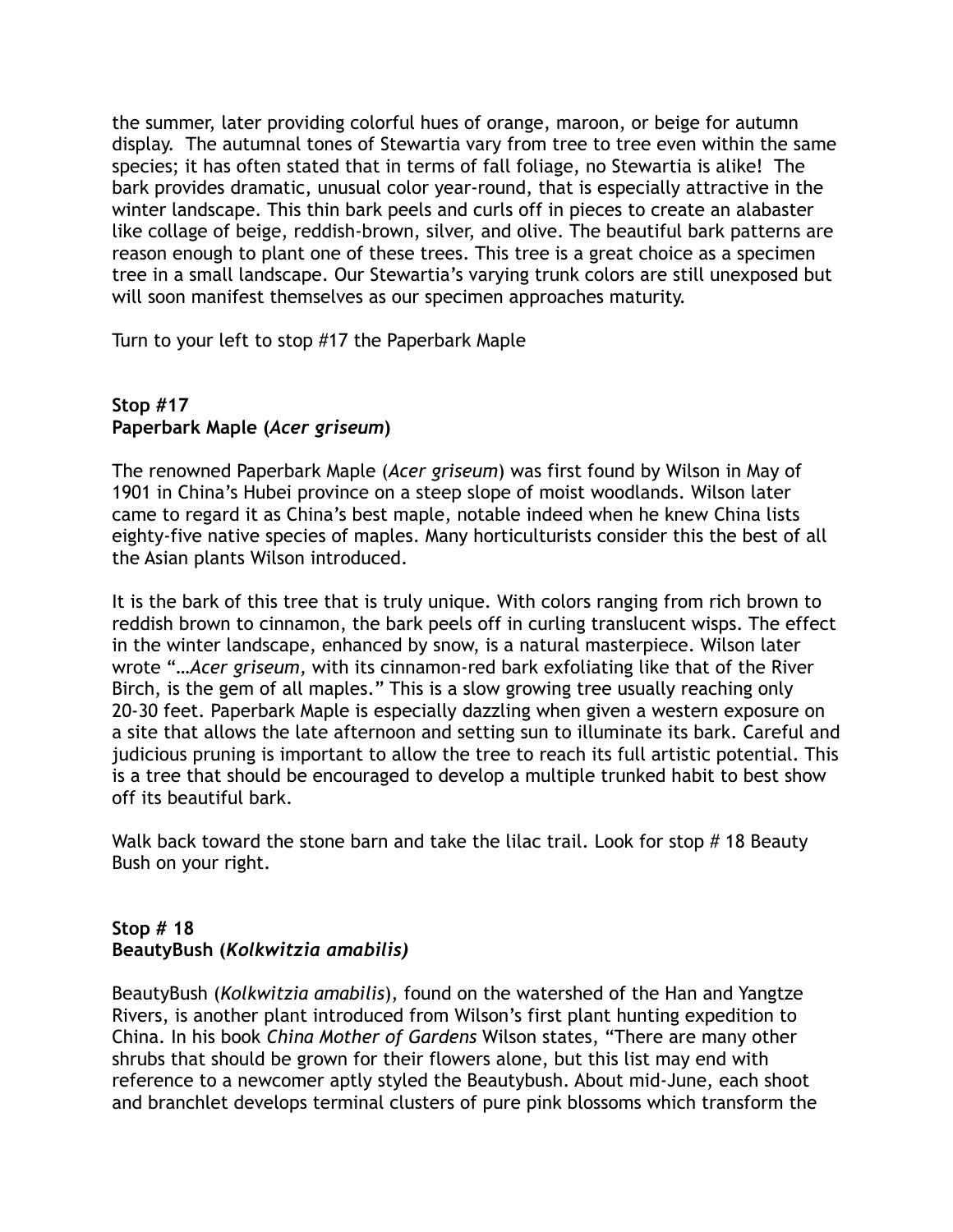the summer, later providing colorful hues of orange, maroon, or beige for autumn display. The autumnal tones of Stewartia vary from tree to tree even within the same species; it has often stated that in terms of fall foliage, no Stewartia is alike! The bark provides dramatic, unusual color year-round, that is especially attractive in the winter landscape. This thin bark peels and curls off in pieces to create an alabaster like collage of beige, reddish-brown, silver, and olive. The beautiful bark patterns are reason enough to plant one of these trees. This tree is a great choice as a specimen tree in a small landscape. Our Stewartia's varying trunk colors are still unexposed but will soon manifest themselves as our specimen approaches maturity.

Turn to your left to stop #17 the Paperbark Maple

**Stop #17**
**Paperbark Maple (*Acer griseum*)**

The renowned Paperbark Maple (*Acer griseum*) was first found by Wilson in May of 1901 in China's Hubei province on a steep slope of moist woodlands. Wilson later came to regard it as China's best maple, notable indeed when he knew China lists eighty-five native species of maples. Many horticulturists consider this the best of all the Asian plants Wilson introduced.

It is the bark of this tree that is truly unique. With colors ranging from rich brown to reddish brown to cinnamon, the bark peels off in curling translucent wisps. The effect in the winter landscape, enhanced by snow, is a natural masterpiece. Wilson later wrote "…*Acer griseum,* with its cinnamon-red bark exfoliating like that of the River Birch, is the gem of all maples." This is a slow growing tree usually reaching only 20-30 feet. Paperbark Maple is especially dazzling when given a western exposure on a site that allows the late afternoon and setting sun to illuminate its bark. Careful and judicious pruning is important to allow the tree to reach its full artistic potential. This is a tree that should be encouraged to develop a multiple trunked habit to best show off its beautiful bark.

Walk back toward the stone barn and take the lilac trail. Look for stop # 18 Beauty Bush on your right.

**Stop # 18**
**BeautyBush (*Kolkwitzia amabilis*)**

BeautyBush (*Kolkwitzia amabilis*), found on the watershed of the Han and Yangtze Rivers, is another plant introduced from Wilson's first plant hunting expedition to China. In his book *China Mother of Gardens* Wilson states, "There are many other shrubs that should be grown for their flowers alone, but this list may end with reference to a newcomer aptly styled the Beautybush. About mid-June, each shoot and branchlet develops terminal clusters of pure pink blossoms which transform the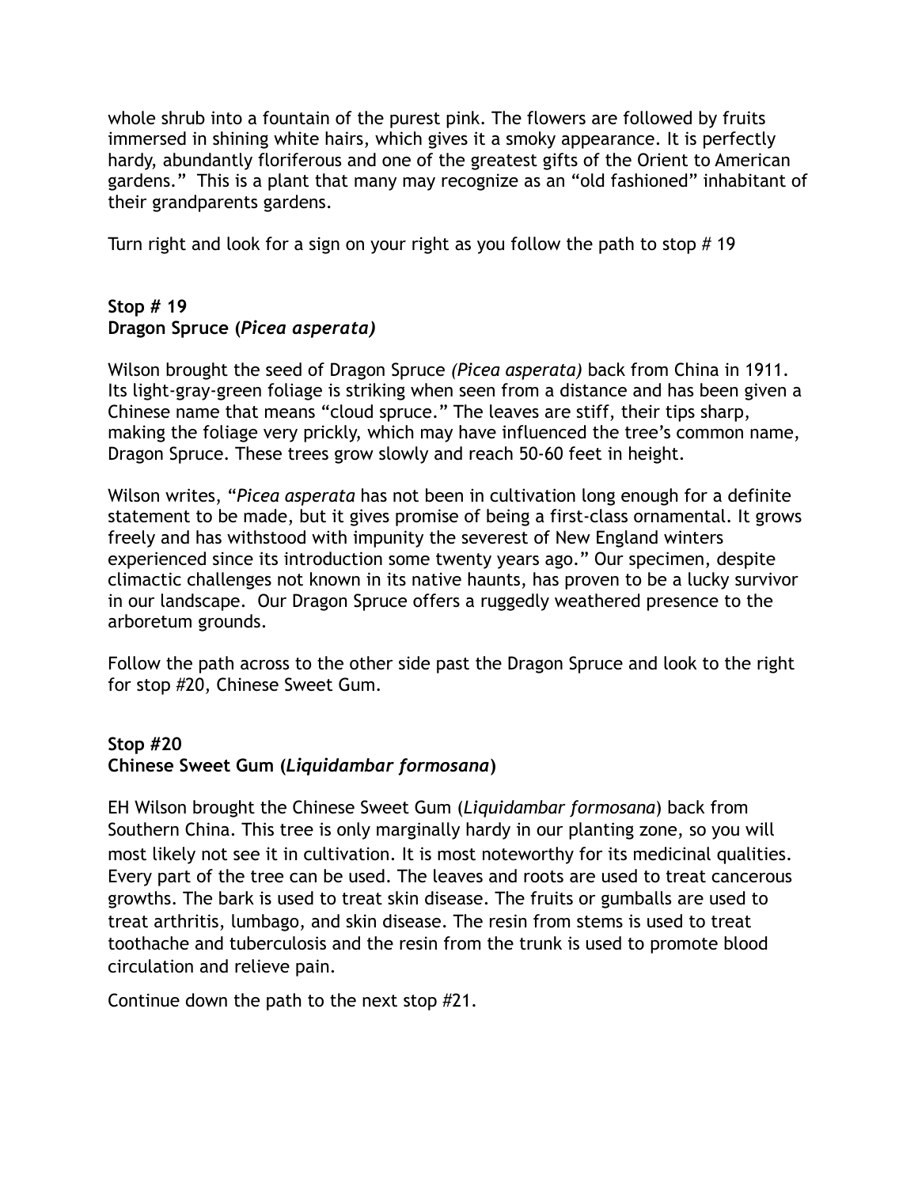whole shrub into a fountain of the purest pink. The flowers are followed by fruits immersed in shining white hairs, which gives it a smoky appearance. It is perfectly hardy, abundantly floriferous and one of the greatest gifts of the Orient to American gardens." This is a plant that many may recognize as an "old fashioned" inhabitant of their grandparents gardens.

Turn right and look for a sign on your right as you follow the path to stop # 19

**Stop # 19**
**Dragon Spruce (*Picea asperata)***

Wilson brought the seed of Dragon Spruce *(Picea asperata)* back from China in 1911. Its light-gray-green foliage is striking when seen from a distance and has been given a Chinese name that means "cloud spruce." The leaves are stiff, their tips sharp, making the foliage very prickly, which may have influenced the tree's common name, Dragon Spruce. These trees grow slowly and reach 50-60 feet in height.

Wilson writes, "*Picea asperata* has not been in cultivation long enough for a definite statement to be made, but it gives promise of being a first-class ornamental. It grows freely and has withstood with impunity the severest of New England winters experienced since its introduction some twenty years ago." Our specimen, despite climactic challenges not known in its native haunts, has proven to be a lucky survivor in our landscape. Our Dragon Spruce offers a ruggedly weathered presence to the arboretum grounds.

Follow the path across to the other side past the Dragon Spruce and look to the right for stop #20, Chinese Sweet Gum.

**Stop #20**
**Chinese Sweet Gum (*Liquidambar formosana*)**

EH Wilson brought the Chinese Sweet Gum (*Liquidambar formosana*) back from Southern China. This tree is only marginally hardy in our planting zone, so you will most likely not see it in cultivation. It is most noteworthy for its medicinal qualities. Every part of the tree can be used. The leaves and roots are used to treat cancerous growths. The bark is used to treat skin disease. The fruits or gumballs are used to treat arthritis, lumbago, and skin disease. The resin from stems is used to treat toothache and tuberculosis and the resin from the trunk is used to promote blood circulation and relieve pain.

Continue down the path to the next stop #21.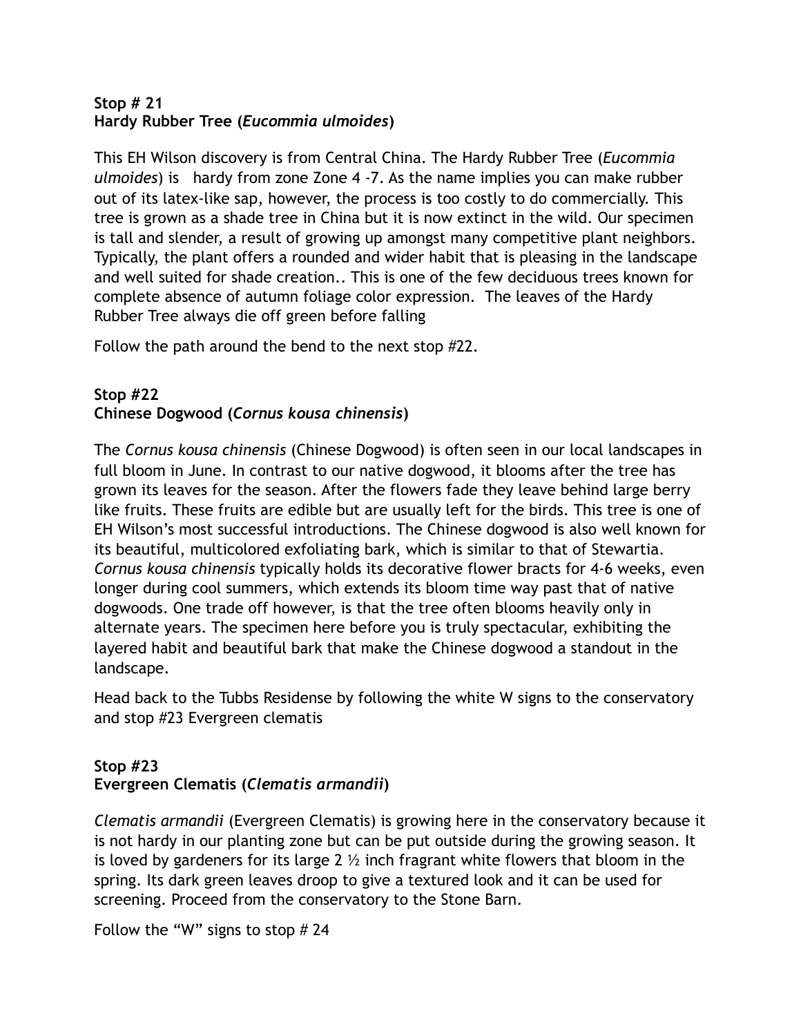**Stop # 21**
**Hardy Rubber Tree (*Eucommia ulmoides*)**

This EH Wilson discovery is from Central China. The Hardy Rubber Tree (*Eucommia ulmoides*) is hardy from zone Zone 4 -7. As the name implies you can make rubber out of its latex-like sap, however, the process is too costly to do commercially. This tree is grown as a shade tree in China but it is now extinct in the wild. Our specimen is tall and slender, a result of growing up amongst many competitive plant neighbors. Typically, the plant offers a rounded and wider habit that is pleasing in the landscape and well suited for shade creation.. This is one of the few deciduous trees known for complete absence of autumn foliage color expression. The leaves of the Hardy Rubber Tree always die off green before falling

Follow the path around the bend to the next stop #22.

**Stop #22**
**Chinese Dogwood (*Cornus kousa chinensis*)**

The *Cornus kousa chinensis* (Chinese Dogwood) is often seen in our local landscapes in full bloom in June. In contrast to our native dogwood, it blooms after the tree has grown its leaves for the season. After the flowers fade they leave behind large berry like fruits. These fruits are edible but are usually left for the birds. This tree is one of EH Wilson's most successful introductions. The Chinese dogwood is also well known for its beautiful, multicolored exfoliating bark, which is similar to that of Stewartia. *Cornus kousa chinensis* typically holds its decorative flower bracts for 4-6 weeks, even longer during cool summers, which extends its bloom time way past that of native dogwoods. One trade off however, is that the tree often blooms heavily only in alternate years. The specimen here before you is truly spectacular, exhibiting the layered habit and beautiful bark that make the Chinese dogwood a standout in the landscape.

Head back to the Tubbs Residense by following the white W signs to the conservatory and stop #23 Evergreen clematis

**Stop #23**
**Evergreen Clematis (*Clematis armandii*)**

*Clematis armandii* (Evergreen Clematis) is growing here in the conservatory because it is not hardy in our planting zone but can be put outside during the growing season. It is loved by gardeners for its large 2 ½ inch fragrant white flowers that bloom in the spring. Its dark green leaves droop to give a textured look and it can be used for screening. Proceed from the conservatory to the Stone Barn.

Follow the "W" signs to stop # 24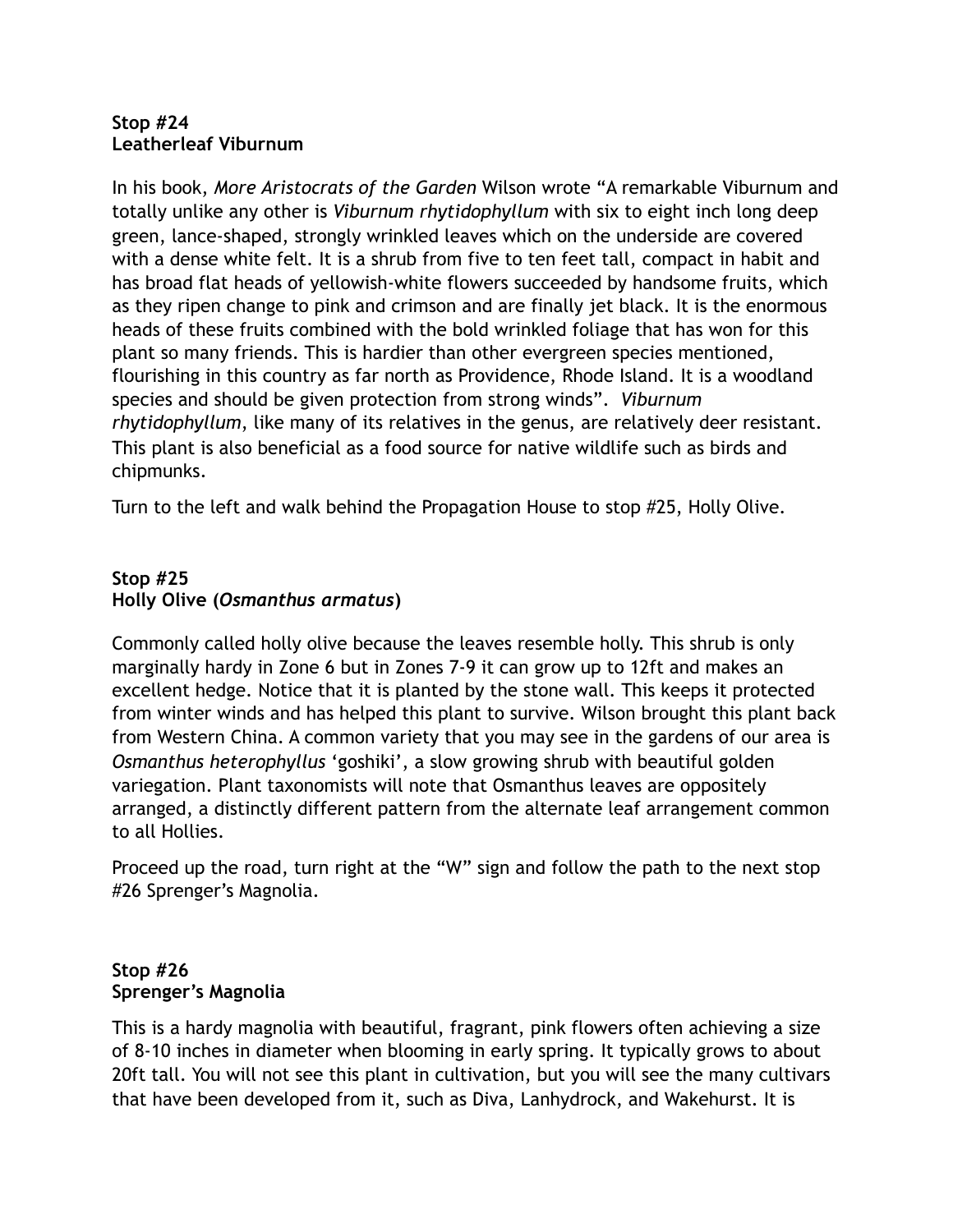**Stop #24**
**Leatherleaf Viburnum**

In his book, *More Aristocrats of the Garden* Wilson wrote “A remarkable Viburnum and totally unlike any other is *Viburnum rhytidophyllum* with six to eight inch long deep green, lance-shaped, strongly wrinkled leaves which on the underside are covered with a dense white felt. It is a shrub from five to ten feet tall, compact in habit and has broad flat heads of yellowish-white flowers succeeded by handsome fruits, which as they ripen change to pink and crimson and are finally jet black. It is the enormous heads of these fruits combined with the bold wrinkled foliage that has won for this plant so many friends. This is hardier than other evergreen species mentioned, flourishing in this country as far north as Providence, Rhode Island. It is a woodland species and should be given protection from strong winds”. *Viburnum rhytidophyllum*, like many of its relatives in the genus, are relatively deer resistant. This plant is also beneficial as a food source for native wildlife such as birds and chipmunks.

Turn to the left and walk behind the Propagation House to stop #25, Holly Olive.

**Stop #25**
**Holly Olive (*Osmanthus armatus*)**

Commonly called holly olive because the leaves resemble holly. This shrub is only marginally hardy in Zone 6 but in Zones 7-9 it can grow up to 12ft and makes an excellent hedge. Notice that it is planted by the stone wall. This keeps it protected from winter winds and has helped this plant to survive. Wilson brought this plant back from Western China. A common variety that you may see in the gardens of our area is *Osmanthus heterophyllus* ‘goshiki’, a slow growing shrub with beautiful golden variegation. Plant taxonomists will note that Osmanthus leaves are oppositely arranged, a distinctly different pattern from the alternate leaf arrangement common to all Hollies.

Proceed up the road, turn right at the “W” sign and follow the path to the next stop #26 Sprenger’s Magnolia.

**Stop #26**
**Sprenger’s Magnolia**

This is a hardy magnolia with beautiful, fragrant, pink flowers often achieving a size of 8-10 inches in diameter when blooming in early spring. It typically grows to about 20ft tall. You will not see this plant in cultivation, but you will see the many cultivars that have been developed from it, such as Diva, Lanhydrock, and Wakehurst. It is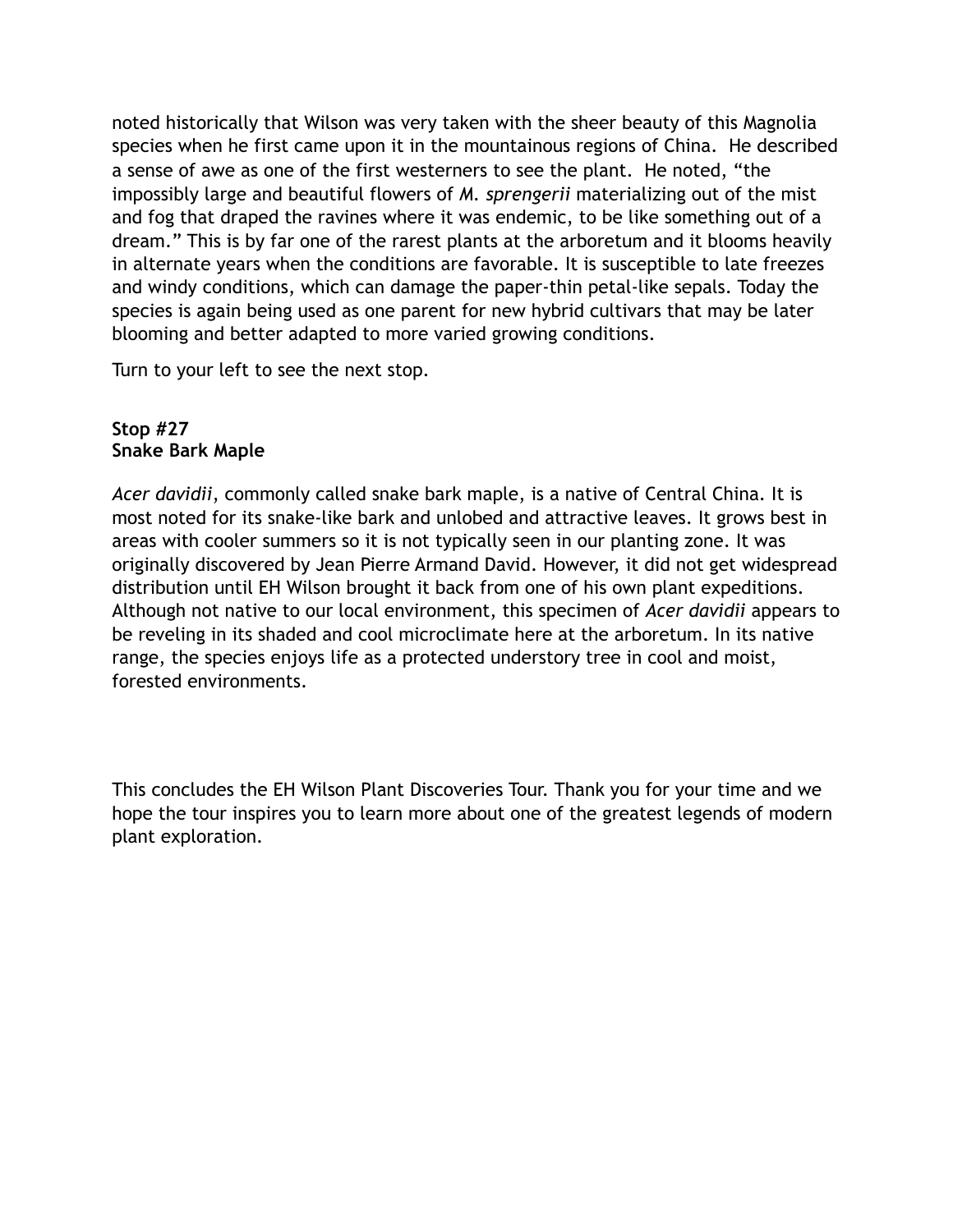noted historically that Wilson was very taken with the sheer beauty of this Magnolia species when he first came upon it in the mountainous regions of China. He described a sense of awe as one of the first westerners to see the plant. He noted, "the impossibly large and beautiful flowers of *M. sprengerii* materializing out of the mist and fog that draped the ravines where it was endemic, to be like something out of a dream." This is by far one of the rarest plants at the arboretum and it blooms heavily in alternate years when the conditions are favorable. It is susceptible to late freezes and windy conditions, which can damage the paper-thin petal-like sepals. Today the species is again being used as one parent for new hybrid cultivars that may be later blooming and better adapted to more varied growing conditions.

Turn to your left to see the next stop.

**Stop #27**
**Snake Bark Maple**

*Acer davidii*, commonly called snake bark maple, is a native of Central China. It is most noted for its snake-like bark and unlobed and attractive leaves. It grows best in areas with cooler summers so it is not typically seen in our planting zone. It was originally discovered by Jean Pierre Armand David. However, it did not get widespread distribution until EH Wilson brought it back from one of his own plant expeditions. Although not native to our local environment, this specimen of *Acer davidii* appears to be reveling in its shaded and cool microclimate here at the arboretum. In its native range, the species enjoys life as a protected understory tree in cool and moist, forested environments.

This concludes the EH Wilson Plant Discoveries Tour. Thank you for your time and we hope the tour inspires you to learn more about one of the greatest legends of modern plant exploration.